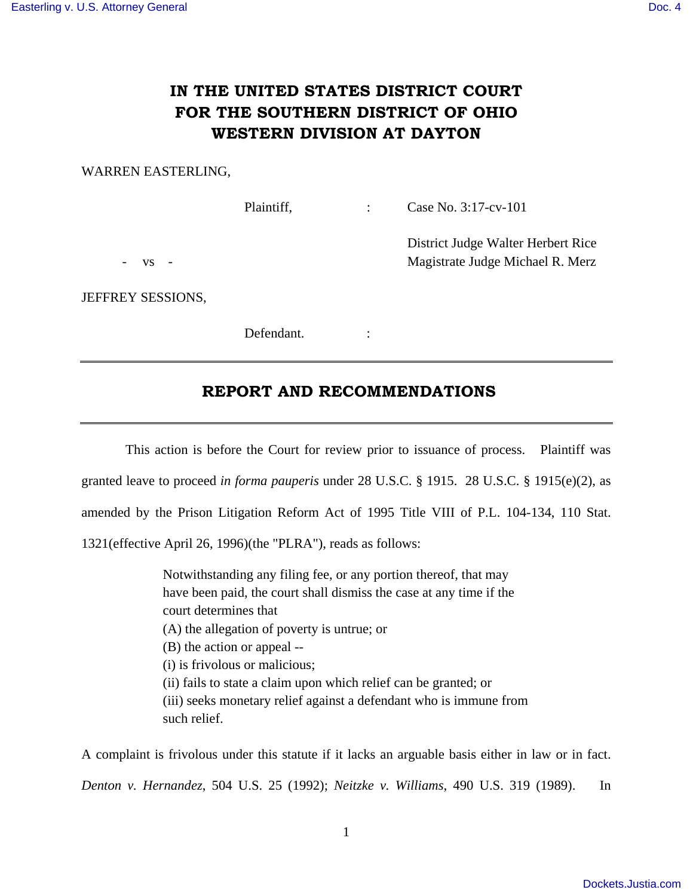# IN THE UNITED STATES DISTRICT COURT FOR THE SOUTHERN DISTRICT OF OHIO WESTERN DIVISION AT DAYTON

WARREN EASTERLING,

Plaintiff, : Case No. 3:17-cv-101

District Judge Walter Herbert Rice

\- vs - Magistrate Judge Michael R. Merz

JEFFREY SESSIONS,

Defendant. :

---

## REPORT AND RECOMMENDATIONS

---

This action is before the Court for review prior to issuance of process. Plaintiff was granted leave to proceed *in forma pauperis* under 28 U.S.C. § 1915. 28 U.S.C. § 1915(e)(2), as amended by the Prison Litigation Reform Act of 1995 Title VIII of P.L. 104-134, 110 Stat. 1321(effective April 26, 1996)(the "PLRA"), reads as follows:

> Notwithstanding any filing fee, or any portion thereof, that may have been paid, the court shall dismiss the case at any time if the court determines that
> (A) the allegation of poverty is untrue; or
> (B) the action or appeal --
> (i) is frivolous or malicious;
> (ii) fails to state a claim upon which relief can be granted; or
> (iii) seeks monetary relief against a defendant who is immune from such relief.

A complaint is frivolous under this statute if it lacks an arguable basis either in law or in fact. *Denton v. Hernandez*, 504 U.S. 25 (1992); *Neitzke v. Williams*, 490 U.S. 319 (1989). In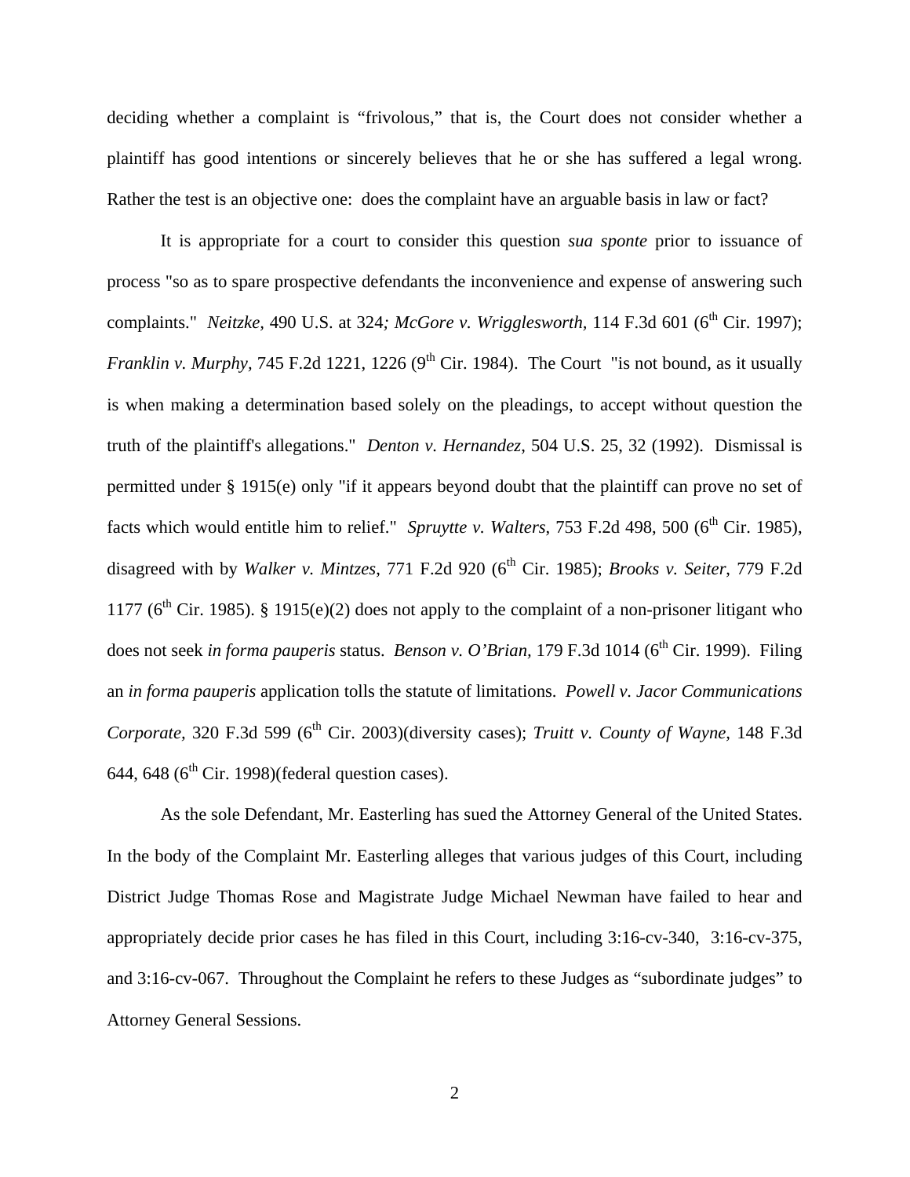deciding whether a complaint is "frivolous," that is, the Court does not consider whether a plaintiff has good intentions or sincerely believes that he or she has suffered a legal wrong. Rather the test is an objective one: does the complaint have an arguable basis in law or fact?

It is appropriate for a court to consider this question *sua sponte* prior to issuance of process "so as to spare prospective defendants the inconvenience and expense of answering such complaints." *Neitzke*, 490 U.S. at 324*; McGore v. Wrigglesworth*, 114 F.3d 601 (6th Cir. 1997); *Franklin v. Murphy*, 745 F.2d 1221, 1226 (9th Cir. 1984). The Court "is not bound, as it usually is when making a determination based solely on the pleadings, to accept without question the truth of the plaintiff's allegations." *Denton v. Hernandez*, 504 U.S. 25, 32 (1992). Dismissal is permitted under § 1915(e) only "if it appears beyond doubt that the plaintiff can prove no set of facts which would entitle him to relief." *Spruytte v. Walters*, 753 F.2d 498, 500 (6th Cir. 1985), disagreed with by *Walker v. Mintzes*, 771 F.2d 920 (6th Cir. 1985); *Brooks v. Seiter*, 779 F.2d 1177 (6th Cir. 1985). § 1915(e)(2) does not apply to the complaint of a non-prisoner litigant who does not seek *in forma pauperis* status. *Benson v. O'Brian*, 179 F.3d 1014 (6th Cir. 1999). Filing an *in forma pauperis* application tolls the statute of limitations. *Powell v. Jacor Communications Corporate*, 320 F.3d 599 (6th Cir. 2003)(diversity cases); *Truitt v. County of Wayne*, 148 F.3d 644, 648 (6th Cir. 1998)(federal question cases).

As the sole Defendant, Mr. Easterling has sued the Attorney General of the United States. In the body of the Complaint Mr. Easterling alleges that various judges of this Court, including District Judge Thomas Rose and Magistrate Judge Michael Newman have failed to hear and appropriately decide prior cases he has filed in this Court, including 3:16-cv-340, 3:16-cv-375, and 3:16-cv-067. Throughout the Complaint he refers to these Judges as "subordinate judges" to Attorney General Sessions.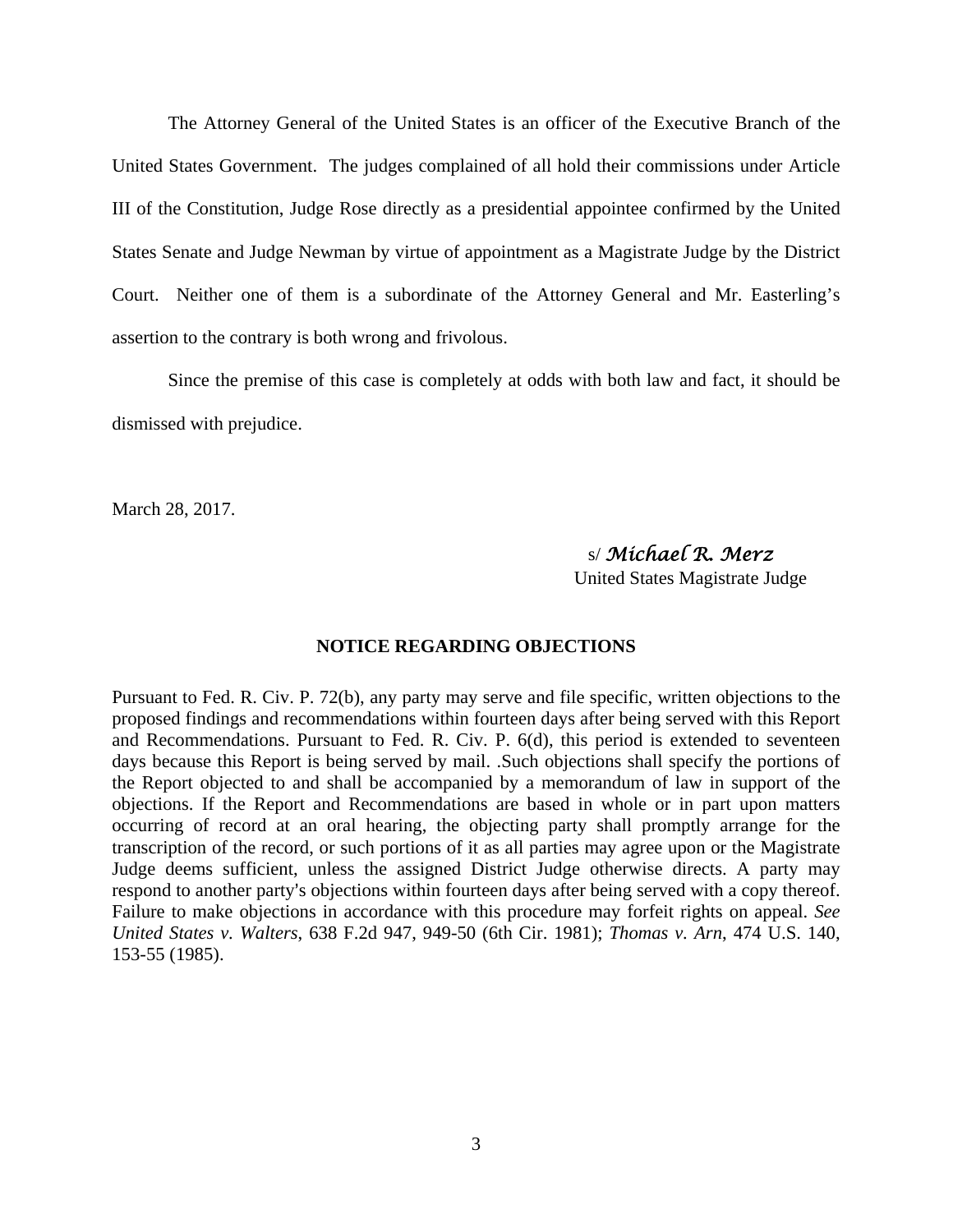The Attorney General of the United States is an officer of the Executive Branch of the United States Government. The judges complained of all hold their commissions under Article III of the Constitution, Judge Rose directly as a presidential appointee confirmed by the United States Senate and Judge Newman by virtue of appointment as a Magistrate Judge by the District Court. Neither one of them is a subordinate of the Attorney General and Mr. Easterling's assertion to the contrary is both wrong and frivolous.

Since the premise of this case is completely at odds with both law and fact, it should be dismissed with prejudice.

March 28, 2017.

s/ *Michael R. Merz*
United States Magistrate Judge

**NOTICE REGARDING OBJECTIONS**

Pursuant to Fed. R. Civ. P. 72(b), any party may serve and file specific, written objections to the proposed findings and recommendations within fourteen days after being served with this Report and Recommendations. Pursuant to Fed. R. Civ. P. 6(d), this period is extended to seventeen days because this Report is being served by mail. .Such objections shall specify the portions of the Report objected to and shall be accompanied by a memorandum of law in support of the objections. If the Report and Recommendations are based in whole or in part upon matters occurring of record at an oral hearing, the objecting party shall promptly arrange for the transcription of the record, or such portions of it as all parties may agree upon or the Magistrate Judge deems sufficient, unless the assigned District Judge otherwise directs. A party may respond to another party's objections within fourteen days after being served with a copy thereof. Failure to make objections in accordance with this procedure may forfeit rights on appeal. *See United States v. Walters*, 638 F.2d 947, 949-50 (6th Cir. 1981); *Thomas v. Arn*, 474 U.S. 140, 153-55 (1985).